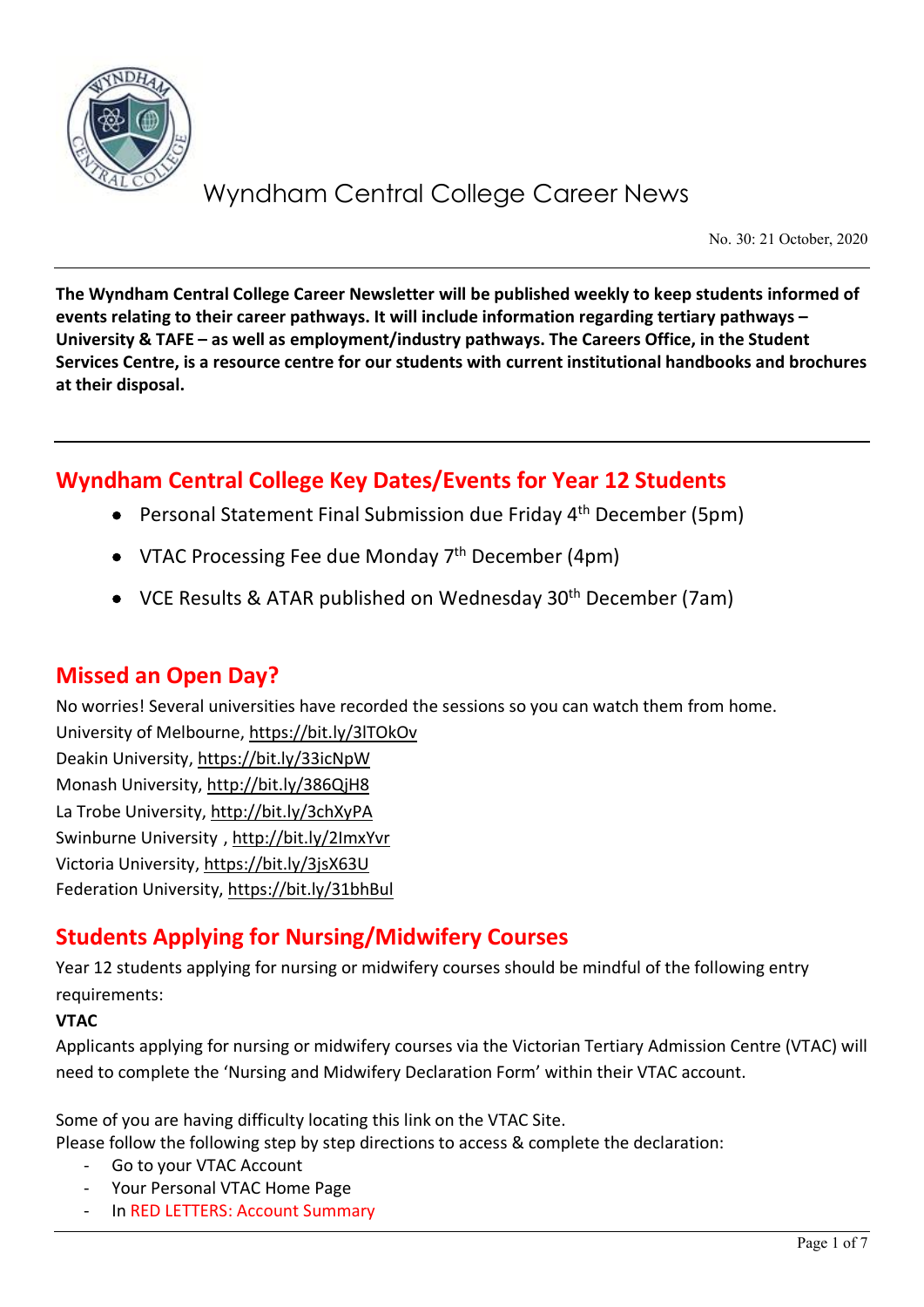# Wyndham Central College Career News

No. 30: 21 October, 2020

**The Wyndham Central College Career Newsletter will be published weekly to keep students informed of events relating to their career pathways. It will include information regarding tertiary pathways – University & TAFE – as well as employment/industry pathways. The Careers Office, in the Student Services Centre, is a resource centre for our students with current institutional handbooks and brochures at their disposal.**

## Wyndham Central College Key Dates/Events for Year 12 Students

- Personal Statement Final Submission due Friday 4th December (5pm)
- VTAC Processing Fee due Monday 7th December (4pm)
- VCE Results & ATAR published on Wednesday 30th December (7am)

## Missed an Open Day?

No worries! Several universities have recorded the sessions so you can watch them from home.
University of Melbourne, https://bit.ly/3lTOkOv
Deakin University, https://bit.ly/33icNpW
Monash University, http://bit.ly/386QjH8
La Trobe University, http://bit.ly/3chXyPA
Swinburne University , http://bit.ly/2ImxYvr
Victoria University, https://bit.ly/3jsX63U
Federation University, https://bit.ly/31bhBul

## Students Applying for Nursing/Midwifery Courses

Year 12 students applying for nursing or midwifery courses should be mindful of the following entry requirements:

**VTAC**

Applicants applying for nursing or midwifery courses via the Victorian Tertiary Admission Centre (VTAC) will need to complete the 'Nursing and Midwifery Declaration Form' within their VTAC account.

Some of you are having difficulty locating this link on the VTAC Site.
Please follow the following step by step directions to access & complete the declaration:

- Go to your VTAC Account
- Your Personal VTAC Home Page
- In RED LETTERS: Account Summary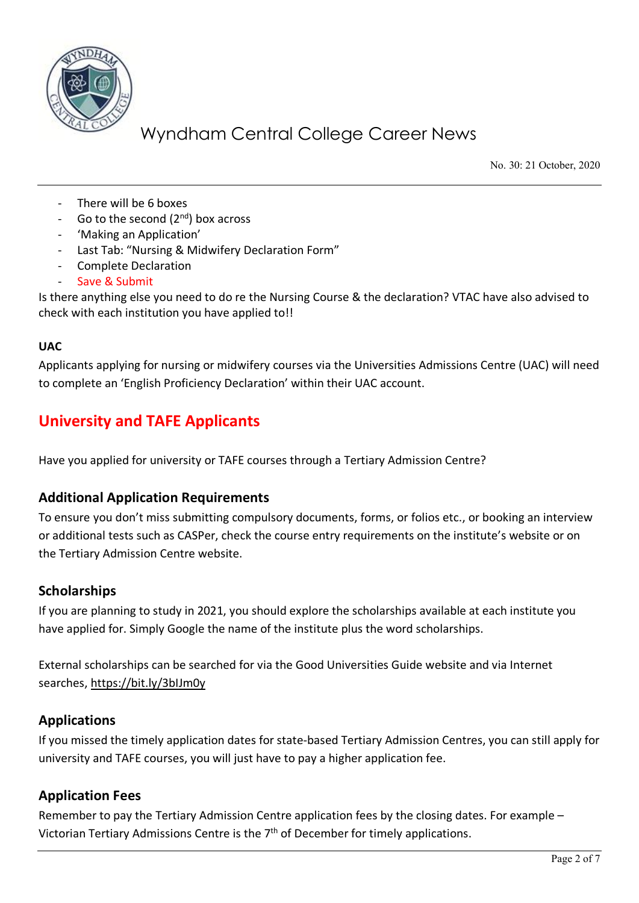- There will be 6 boxes
- Go to the second (2nd) box across
- 'Making an Application'
- Last Tab: "Nursing & Midwifery Declaration Form"
- Complete Declaration
- Save & Submit

Is there anything else you need to do re the Nursing Course & the declaration? VTAC have also advised to check with each institution you have applied to!!

**UAC**

Applicants applying for nursing or midwifery courses via the Universities Admissions Centre (UAC) will need to complete an 'English Proficiency Declaration' within their UAC account.

## University and TAFE Applicants

Have you applied for university or TAFE courses through a Tertiary Admission Centre?

### Additional Application Requirements

To ensure you don't miss submitting compulsory documents, forms, or folios etc., or booking an interview or additional tests such as CASPer, check the course entry requirements on the institute's website or on the Tertiary Admission Centre website.

### Scholarships

If you are planning to study in 2021, you should explore the scholarships available at each institute you have applied for. Simply Google the name of the institute plus the word scholarships.

External scholarships can be searched for via the Good Universities Guide website and via Internet searches, https://bit.ly/3blJm0y

### Applications

If you missed the timely application dates for state-based Tertiary Admission Centres, you can still apply for university and TAFE courses, you will just have to pay a higher application fee.

### Application Fees

Remember to pay the Tertiary Admission Centre application fees by the closing dates. For example – Victorian Tertiary Admissions Centre is the 7th of December for timely applications.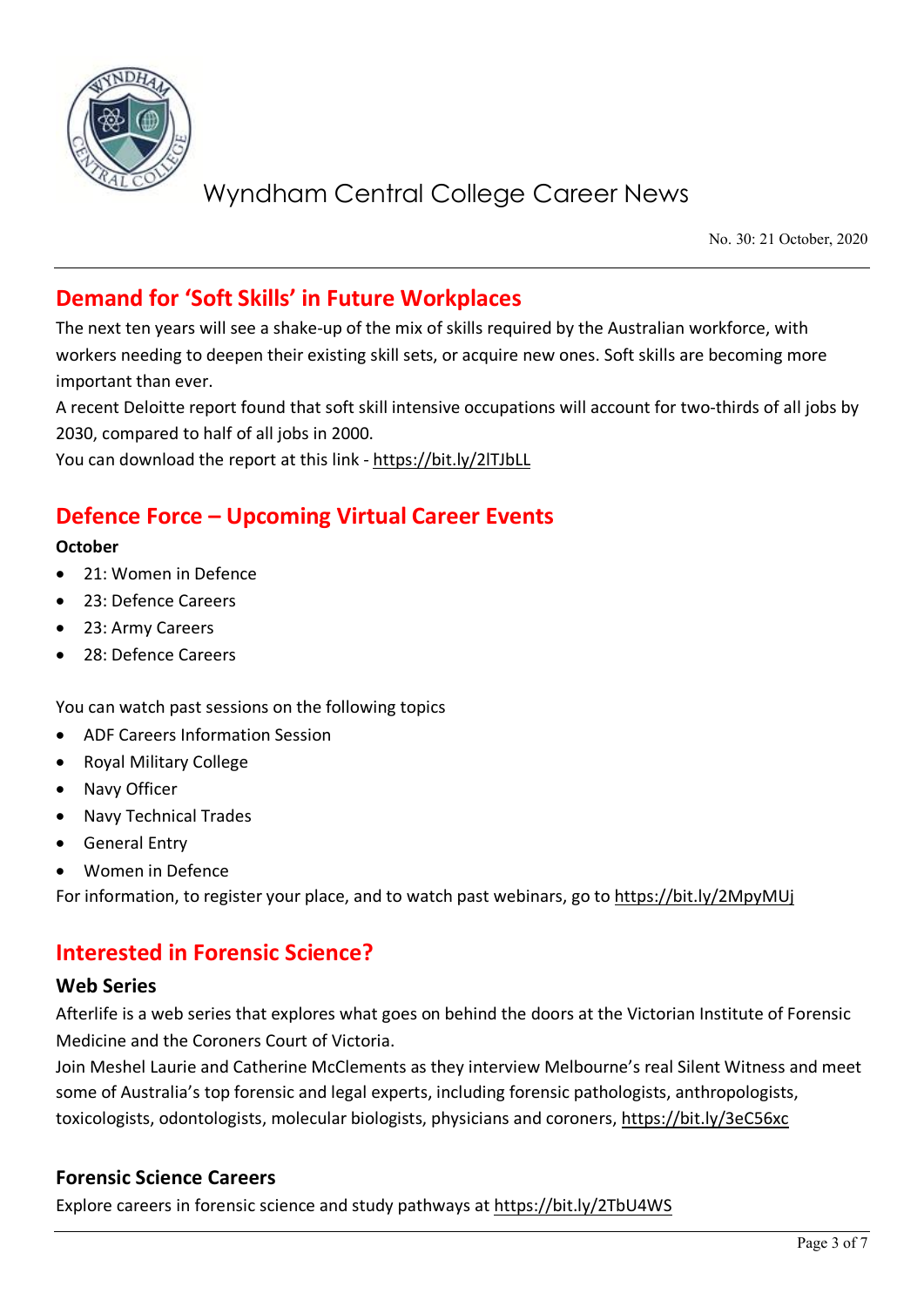## Demand for 'Soft Skills' in Future Workplaces

The next ten years will see a shake-up of the mix of skills required by the Australian workforce, with workers needing to deepen their existing skill sets, or acquire new ones. Soft skills are becoming more important than ever.

A recent Deloitte report found that soft skill intensive occupations will account for two-thirds of all jobs by 2030, compared to half of all jobs in 2000.

You can download the report at this link - https://bit.ly/2lTJbLL

## Defence Force – Upcoming Virtual Career Events

**October**

- 21: Women in Defence
- 23: Defence Careers
- 23: Army Careers
- 28: Defence Careers

You can watch past sessions on the following topics

- ADF Careers Information Session
- Royal Military College
- Navy Officer
- Navy Technical Trades
- General Entry
- Women in Defence

For information, to register your place, and to watch past webinars, go to https://bit.ly/2MpyMUj

## Interested in Forensic Science?

### Web Series

Afterlife is a web series that explores what goes on behind the doors at the Victorian Institute of Forensic Medicine and the Coroners Court of Victoria.

Join Meshel Laurie and Catherine McClements as they interview Melbourne's real Silent Witness and meet some of Australia's top forensic and legal experts, including forensic pathologists, anthropologists, toxicologists, odontologists, molecular biologists, physicians and coroners, https://bit.ly/3eC56xc

### Forensic Science Careers

Explore careers in forensic science and study pathways at https://bit.ly/2TbU4WS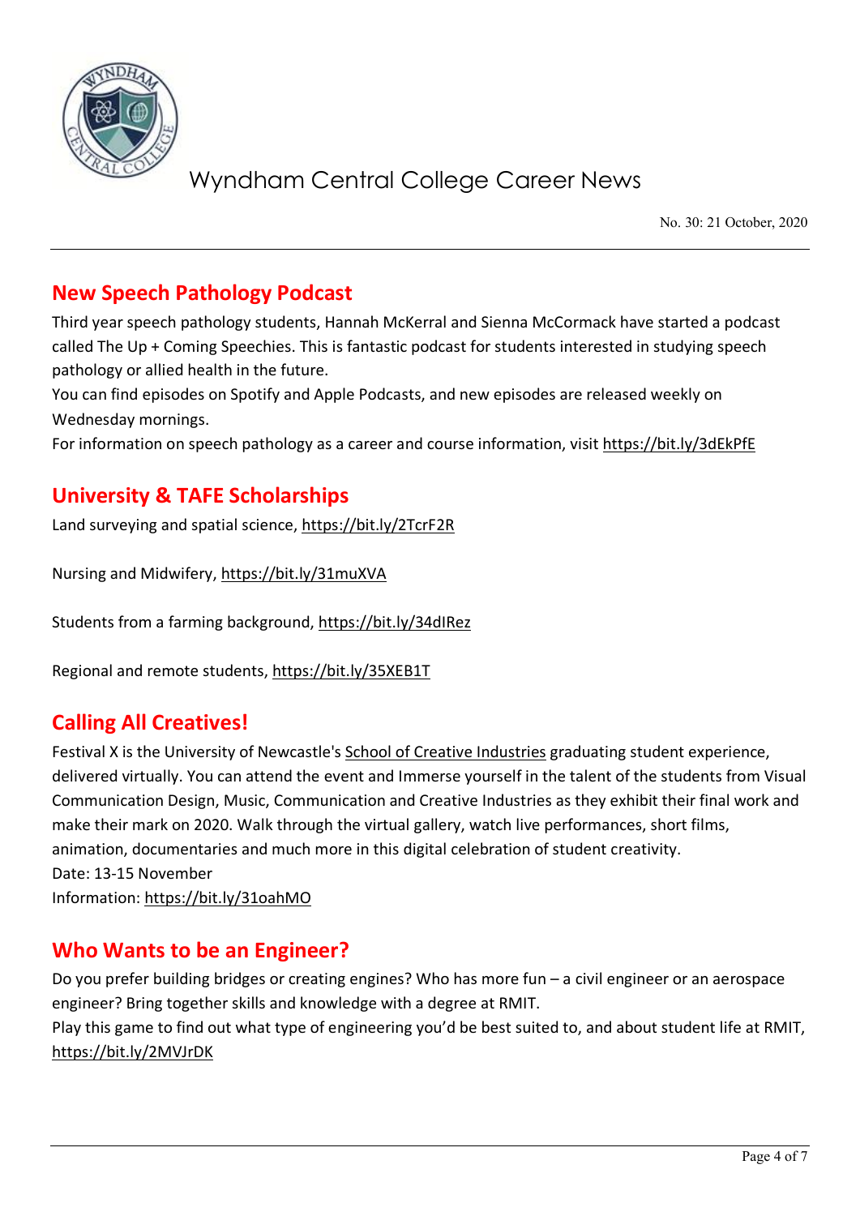## New Speech Pathology Podcast

Third year speech pathology students, Hannah McKerral and Sienna McCormack have started a podcast called The Up + Coming Speechies. This is fantastic podcast for students interested in studying speech pathology or allied health in the future.

You can find episodes on Spotify and Apple Podcasts, and new episodes are released weekly on Wednesday mornings.

For information on speech pathology as a career and course information, visit https://bit.ly/3dEkPfE

## University & TAFE Scholarships

Land surveying and spatial science, https://bit.ly/2TcrF2R

Nursing and Midwifery, https://bit.ly/31muXVA

Students from a farming background, https://bit.ly/34dIRez

Regional and remote students, https://bit.ly/35XEB1T

## Calling All Creatives!

Festival X is the University of Newcastle's School of Creative Industries graduating student experience, delivered virtually. You can attend the event and Immerse yourself in the talent of the students from Visual Communication Design, Music, Communication and Creative Industries as they exhibit their final work and make their mark on 2020. Walk through the virtual gallery, watch live performances, short films, animation, documentaries and much more in this digital celebration of student creativity.

Date: 13-15 November

Information: https://bit.ly/31oahMO

## Who Wants to be an Engineer?

Do you prefer building bridges or creating engines? Who has more fun – a civil engineer or an aerospace engineer? Bring together skills and knowledge with a degree at RMIT.

Play this game to find out what type of engineering you'd be best suited to, and about student life at RMIT, https://bit.ly/2MVJrDK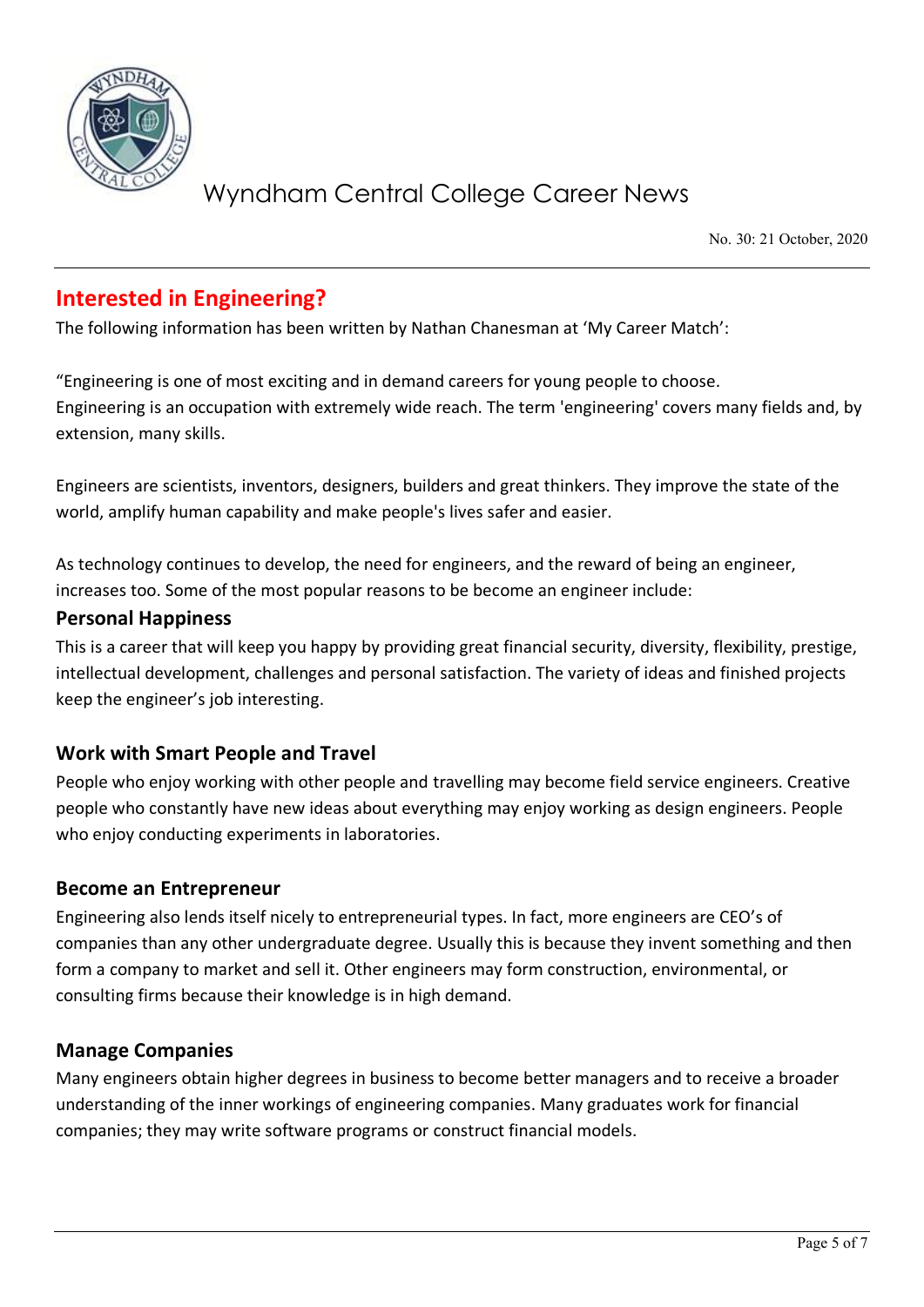## Interested in Engineering?

The following information has been written by Nathan Chanesman at 'My Career Match':

"Engineering is one of most exciting and in demand careers for young people to choose. Engineering is an occupation with extremely wide reach. The term 'engineering' covers many fields and, by extension, many skills.

Engineers are scientists, inventors, designers, builders and great thinkers. They improve the state of the world, amplify human capability and make people's lives safer and easier.

As technology continues to develop, the need for engineers, and the reward of being an engineer, increases too. Some of the most popular reasons to be become an engineer include:

### Personal Happiness

This is a career that will keep you happy by providing great financial security, diversity, flexibility, prestige, intellectual development, challenges and personal satisfaction. The variety of ideas and finished projects keep the engineer's job interesting.

### Work with Smart People and Travel

People who enjoy working with other people and travelling may become field service engineers. Creative people who constantly have new ideas about everything may enjoy working as design engineers. People who enjoy conducting experiments in laboratories.

### Become an Entrepreneur

Engineering also lends itself nicely to entrepreneurial types. In fact, more engineers are CEO's of companies than any other undergraduate degree. Usually this is because they invent something and then form a company to market and sell it. Other engineers may form construction, environmental, or consulting firms because their knowledge is in high demand.

### Manage Companies

Many engineers obtain higher degrees in business to become better managers and to receive a broader understanding of the inner workings of engineering companies. Many graduates work for financial companies; they may write software programs or construct financial models.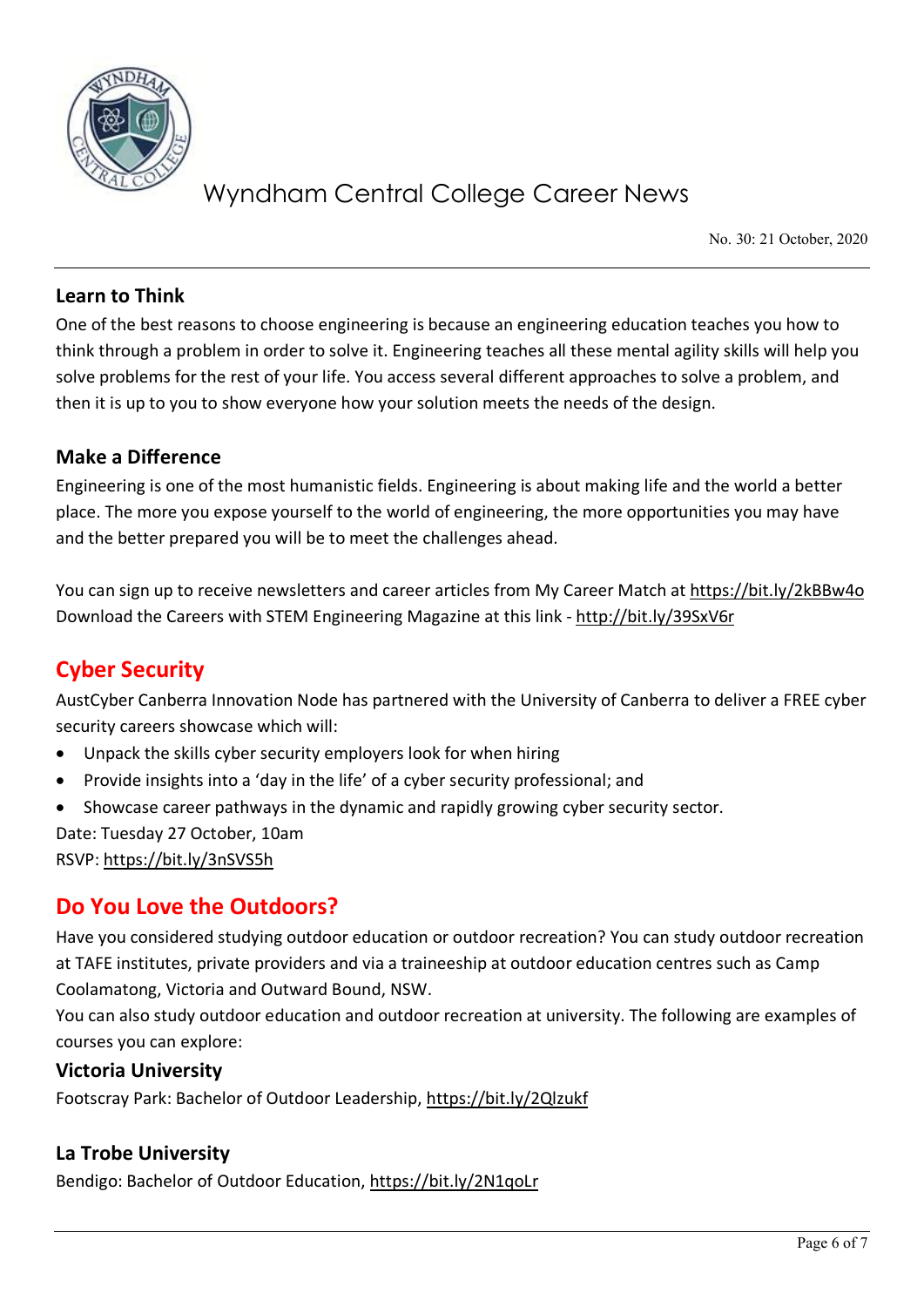### Learn to Think

One of the best reasons to choose engineering is because an engineering education teaches you how to think through a problem in order to solve it. Engineering teaches all these mental agility skills will help you solve problems for the rest of your life. You access several different approaches to solve a problem, and then it is up to you to show everyone how your solution meets the needs of the design.

### Make a Difference

Engineering is one of the most humanistic fields. Engineering is about making life and the world a better place. The more you expose yourself to the world of engineering, the more opportunities you may have and the better prepared you will be to meet the challenges ahead.

You can sign up to receive newsletters and career articles from My Career Match at https://bit.ly/2kBBw4o
Download the Careers with STEM Engineering Magazine at this link - http://bit.ly/39SxV6r

## Cyber Security

AustCyber Canberra Innovation Node has partnered with the University of Canberra to deliver a FREE cyber security careers showcase which will:

- Unpack the skills cyber security employers look for when hiring
- Provide insights into a 'day in the life' of a cyber security professional; and
- Showcase career pathways in the dynamic and rapidly growing cyber security sector.

Date: Tuesday 27 October, 10am
RSVP: https://bit.ly/3nSVS5h

## Do You Love the Outdoors?

Have you considered studying outdoor education or outdoor recreation? You can study outdoor recreation at TAFE institutes, private providers and via a traineeship at outdoor education centres such as Camp Coolamatong, Victoria and Outward Bound, NSW.
You can also study outdoor education and outdoor recreation at university. The following are examples of courses you can explore:

### Victoria University

Footscray Park: Bachelor of Outdoor Leadership, https://bit.ly/2Qlzukf

### La Trobe University

Bendigo: Bachelor of Outdoor Education, https://bit.ly/2N1qoLr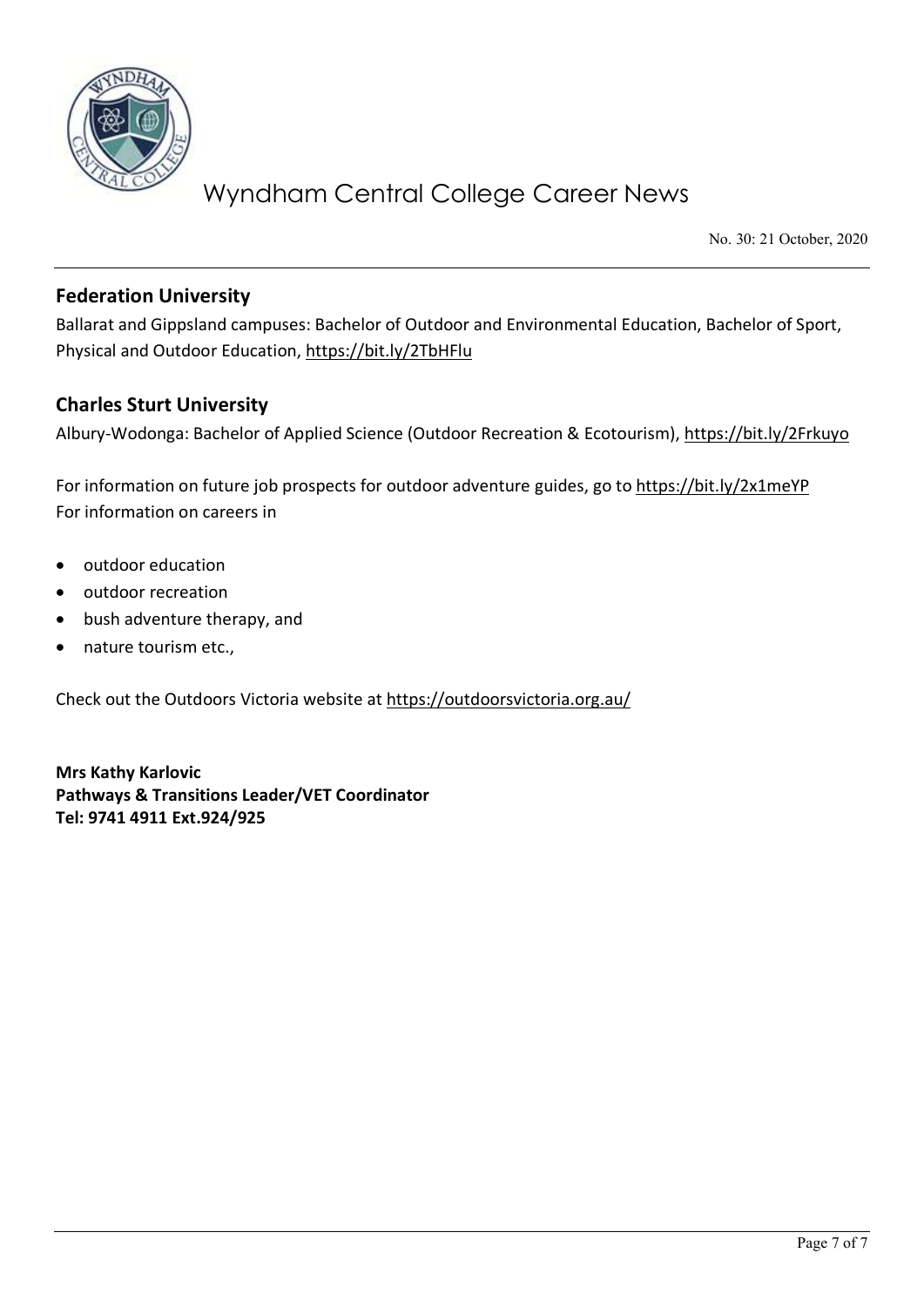## Federation University

Ballarat and Gippsland campuses: Bachelor of Outdoor and Environmental Education, Bachelor of Sport, Physical and Outdoor Education, https://bit.ly/2TbHFlu

## Charles Sturt University

Albury-Wodonga: Bachelor of Applied Science (Outdoor Recreation & Ecotourism), https://bit.ly/2Frkuyo

For information on future job prospects for outdoor adventure guides, go to https://bit.ly/2x1meYP
For information on careers in

- outdoor education
- outdoor recreation
- bush adventure therapy, and
- nature tourism etc.,

Check out the Outdoors Victoria website at https://outdoorsvictoria.org.au/

**Mrs Kathy Karlovic**
**Pathways & Transitions Leader/VET Coordinator**
**Tel: 9741 4911 Ext.924/925**